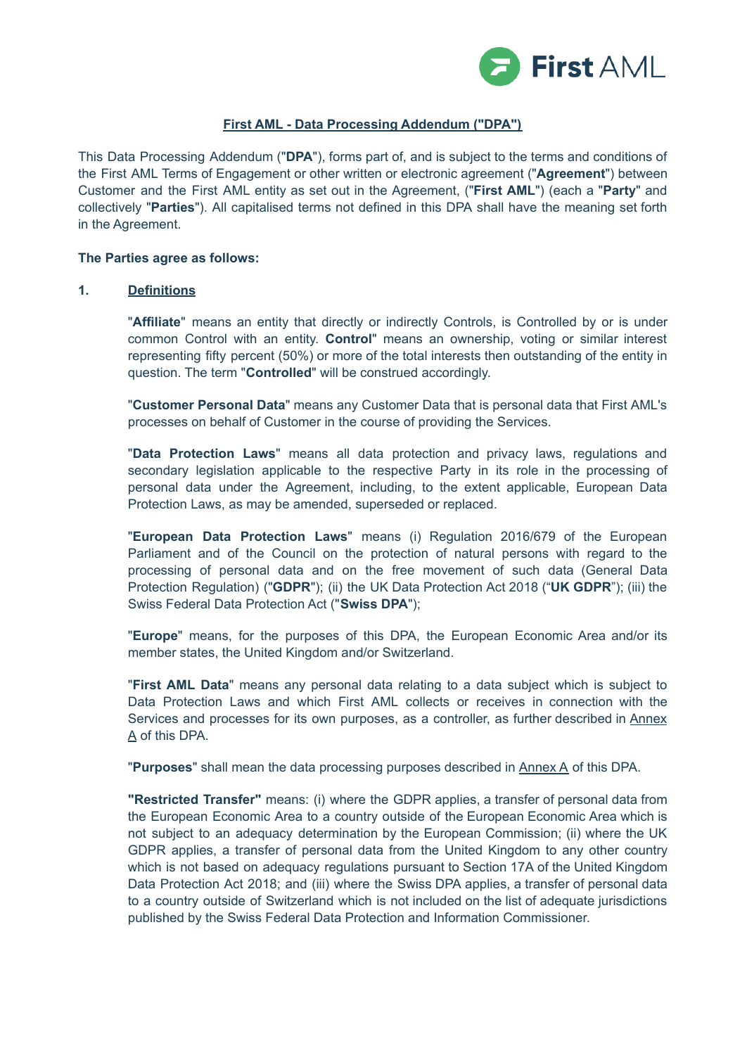# First AML - Data Processing Addendum ("DPA")

This Data Processing Addendum ("**DPA**"), forms part of, and is subject to the terms and conditions of the First AML Terms of Engagement or other written or electronic agreement ("**Agreement**") between Customer and the First AML entity as set out in the Agreement, ("**First AML**") (each a "**Party**" and collectively "**Parties**"). All capitalised terms not defined in this DPA shall have the meaning set forth in the Agreement.

**The Parties agree as follows:**

## 1. Definitions

"**Affiliate**" means an entity that directly or indirectly Controls, is Controlled by or is under common Control with an entity. **Control**" means an ownership, voting or similar interest representing fifty percent (50%) or more of the total interests then outstanding of the entity in question. The term "**Controlled**" will be construed accordingly.

"**Customer Personal Data**" means any Customer Data that is personal data that First AML's processes on behalf of Customer in the course of providing the Services.

"**Data Protection Laws**" means all data protection and privacy laws, regulations and secondary legislation applicable to the respective Party in its role in the processing of personal data under the Agreement, including, to the extent applicable, European Data Protection Laws, as may be amended, superseded or replaced.

"**European Data Protection Laws**" means (i) Regulation 2016/679 of the European Parliament and of the Council on the protection of natural persons with regard to the processing of personal data and on the free movement of such data (General Data Protection Regulation) ("**GDPR**"); (ii) the UK Data Protection Act 2018 ("**UK GDPR**"); (iii) the Swiss Federal Data Protection Act ("**Swiss DPA**");

"**Europe**" means, for the purposes of this DPA, the European Economic Area and/or its member states, the United Kingdom and/or Switzerland.

"**First AML Data**" means any personal data relating to a data subject which is subject to Data Protection Laws and which First AML collects or receives in connection with the Services and processes for its own purposes, as a controller, as further described in Annex A of this DPA.

"**Purposes**" shall mean the data processing purposes described in Annex A of this DPA.

**"Restricted Transfer"** means: (i) where the GDPR applies, a transfer of personal data from the European Economic Area to a country outside of the European Economic Area which is not subject to an adequacy determination by the European Commission; (ii) where the UK GDPR applies, a transfer of personal data from the United Kingdom to any other country which is not based on adequacy regulations pursuant to Section 17A of the United Kingdom Data Protection Act 2018; and (iii) where the Swiss DPA applies, a transfer of personal data to a country outside of Switzerland which is not included on the list of adequate jurisdictions published by the Swiss Federal Data Protection and Information Commissioner.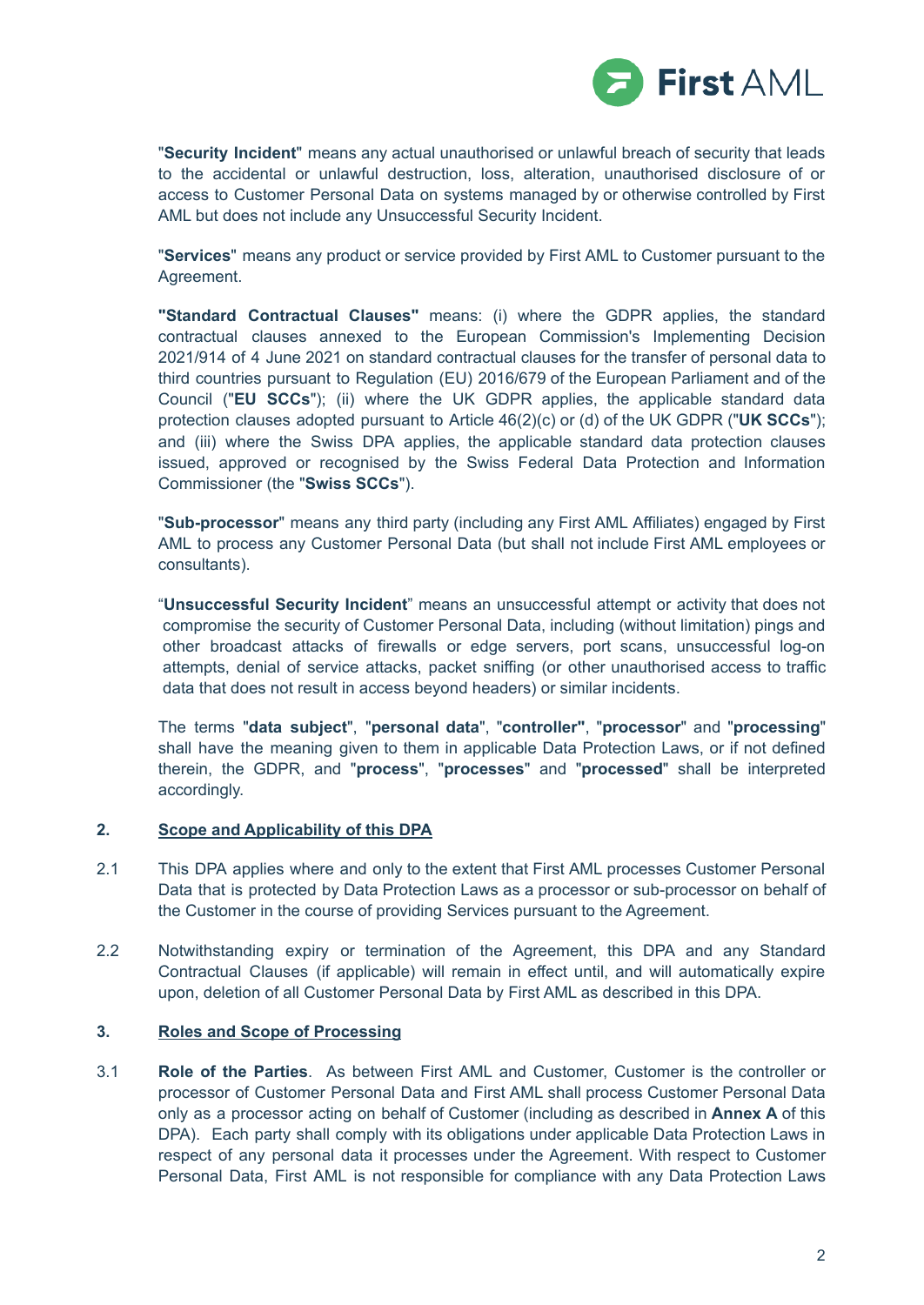"**Security Incident**" means any actual unauthorised or unlawful breach of security that leads to the accidental or unlawful destruction, loss, alteration, unauthorised disclosure of or access to Customer Personal Data on systems managed by or otherwise controlled by First AML but does not include any Unsuccessful Security Incident.

"**Services**" means any product or service provided by First AML to Customer pursuant to the Agreement.

**"Standard Contractual Clauses"** means: (i) where the GDPR applies, the standard contractual clauses annexed to the European Commission's Implementing Decision 2021/914 of 4 June 2021 on standard contractual clauses for the transfer of personal data to third countries pursuant to Regulation (EU) 2016/679 of the European Parliament and of the Council ("**EU SCCs**"); (ii) where the UK GDPR applies, the applicable standard data protection clauses adopted pursuant to Article 46(2)(c) or (d) of the UK GDPR ("**UK SCCs**"); and (iii) where the Swiss DPA applies, the applicable standard data protection clauses issued, approved or recognised by the Swiss Federal Data Protection and Information Commissioner (the "**Swiss SCCs**").

"**Sub-processor**" means any third party (including any First AML Affiliates) engaged by First AML to process any Customer Personal Data (but shall not include First AML employees or consultants).

"**Unsuccessful Security Incident**" means an unsuccessful attempt or activity that does not compromise the security of Customer Personal Data, including (without limitation) pings and other broadcast attacks of firewalls or edge servers, port scans, unsuccessful log-on attempts, denial of service attacks, packet sniffing (or other unauthorised access to traffic data that does not result in access beyond headers) or similar incidents.

The terms "**data subject**", "**personal data**", "**controller"**, "**processor**" and "**processing**" shall have the meaning given to them in applicable Data Protection Laws, or if not defined therein, the GDPR, and "**process**", "**processes**" and "**processed**" shall be interpreted accordingly.

## 2. Scope and Applicability of this DPA

2.1 This DPA applies where and only to the extent that First AML processes Customer Personal Data that is protected by Data Protection Laws as a processor or sub-processor on behalf of the Customer in the course of providing Services pursuant to the Agreement.

2.2 Notwithstanding expiry or termination of the Agreement, this DPA and any Standard Contractual Clauses (if applicable) will remain in effect until, and will automatically expire upon, deletion of all Customer Personal Data by First AML as described in this DPA.

## 3. Roles and Scope of Processing

3.1 **Role of the Parties**. As between First AML and Customer, Customer is the controller or processor of Customer Personal Data and First AML shall process Customer Personal Data only as a processor acting on behalf of Customer (including as described in **Annex A** of this DPA). Each party shall comply with its obligations under applicable Data Protection Laws in respect of any personal data it processes under the Agreement. With respect to Customer Personal Data, First AML is not responsible for compliance with any Data Protection Laws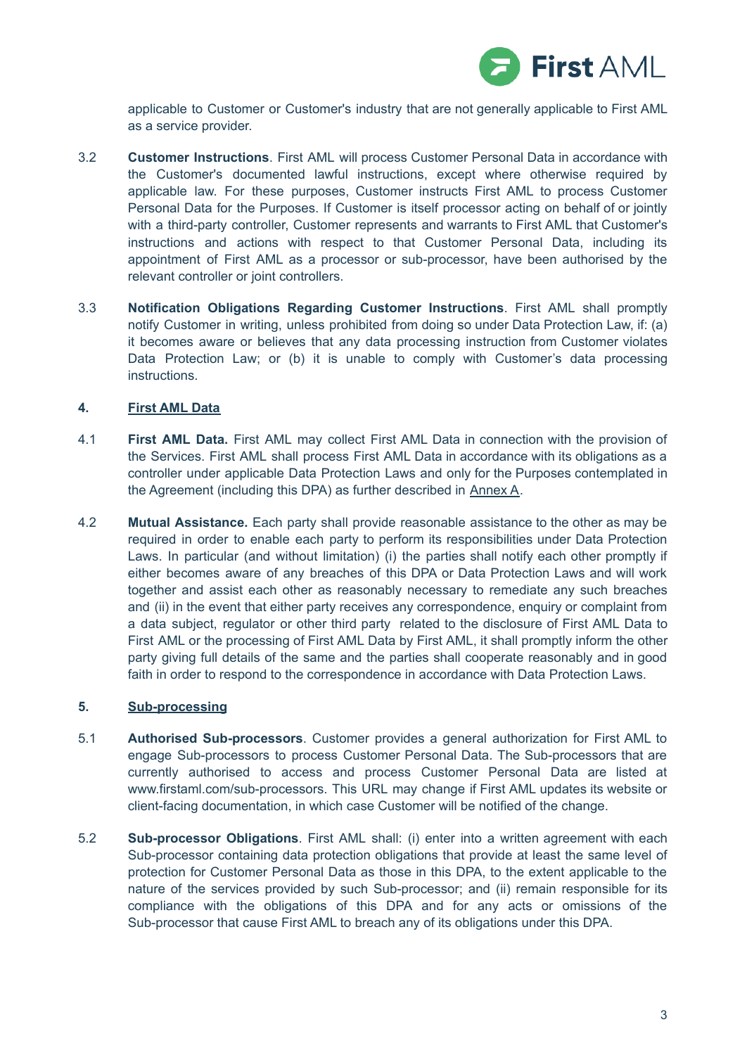applicable to Customer or Customer's industry that are not generally applicable to First AML as a service provider.

3.2 **Customer Instructions**. First AML will process Customer Personal Data in accordance with the Customer's documented lawful instructions, except where otherwise required by applicable law. For these purposes, Customer instructs First AML to process Customer Personal Data for the Purposes. If Customer is itself processor acting on behalf of or jointly with a third-party controller, Customer represents and warrants to First AML that Customer's instructions and actions with respect to that Customer Personal Data, including its appointment of First AML as a processor or sub-processor, have been authorised by the relevant controller or joint controllers.

3.3 **Notification Obligations Regarding Customer Instructions**. First AML shall promptly notify Customer in writing, unless prohibited from doing so under Data Protection Law, if: (a) it becomes aware or believes that any data processing instruction from Customer violates Data Protection Law; or (b) it is unable to comply with Customer's data processing instructions.

## 4. First AML Data

4.1 **First AML Data.** First AML may collect First AML Data in connection with the provision of the Services. First AML shall process First AML Data in accordance with its obligations as a controller under applicable Data Protection Laws and only for the Purposes contemplated in the Agreement (including this DPA) as further described in Annex A.

4.2 **Mutual Assistance.** Each party shall provide reasonable assistance to the other as may be required in order to enable each party to perform its responsibilities under Data Protection Laws. In particular (and without limitation) (i) the parties shall notify each other promptly if either becomes aware of any breaches of this DPA or Data Protection Laws and will work together and assist each other as reasonably necessary to remediate any such breaches and (ii) in the event that either party receives any correspondence, enquiry or complaint from a data subject, regulator or other third party related to the disclosure of First AML Data to First AML or the processing of First AML Data by First AML, it shall promptly inform the other party giving full details of the same and the parties shall cooperate reasonably and in good faith in order to respond to the correspondence in accordance with Data Protection Laws.

## 5. Sub-processing

5.1 **Authorised Sub-processors**. Customer provides a general authorization for First AML to engage Sub-processors to process Customer Personal Data. The Sub-processors that are currently authorised to access and process Customer Personal Data are listed at www.firstaml.com/sub-processors. This URL may change if First AML updates its website or client-facing documentation, in which case Customer will be notified of the change.

5.2 **Sub-processor Obligations**. First AML shall: (i) enter into a written agreement with each Sub-processor containing data protection obligations that provide at least the same level of protection for Customer Personal Data as those in this DPA, to the extent applicable to the nature of the services provided by such Sub-processor; and (ii) remain responsible for its compliance with the obligations of this DPA and for any acts or omissions of the Sub-processor that cause First AML to breach any of its obligations under this DPA.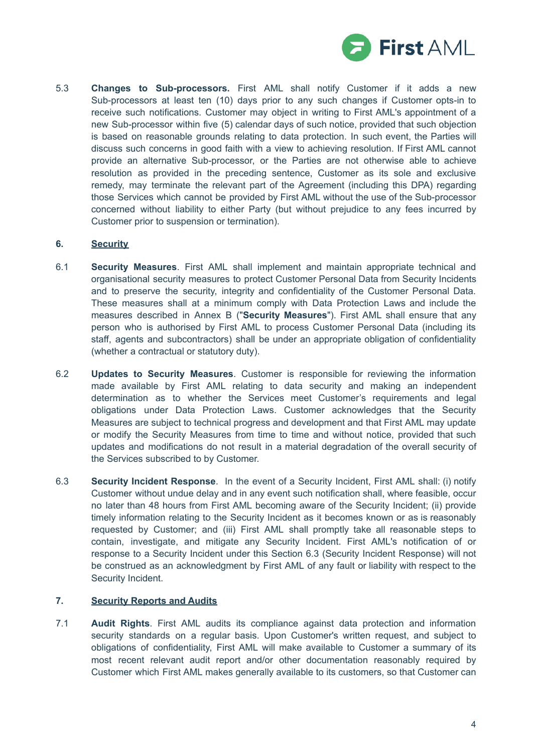5.3 **Changes to Sub-processors.** First AML shall notify Customer if it adds a new Sub-processors at least ten (10) days prior to any such changes if Customer opts-in to receive such notifications. Customer may object in writing to First AML's appointment of a new Sub-processor within five (5) calendar days of such notice, provided that such objection is based on reasonable grounds relating to data protection. In such event, the Parties will discuss such concerns in good faith with a view to achieving resolution. If First AML cannot provide an alternative Sub-processor, or the Parties are not otherwise able to achieve resolution as provided in the preceding sentence, Customer as its sole and exclusive remedy, may terminate the relevant part of the Agreement (including this DPA) regarding those Services which cannot be provided by First AML without the use of the Sub-processor concerned without liability to either Party (but without prejudice to any fees incurred by Customer prior to suspension or termination).

## 6. Security

6.1 **Security Measures**. First AML shall implement and maintain appropriate technical and organisational security measures to protect Customer Personal Data from Security Incidents and to preserve the security, integrity and confidentiality of the Customer Personal Data. These measures shall at a minimum comply with Data Protection Laws and include the measures described in Annex B ("**Security Measures**"). First AML shall ensure that any person who is authorised by First AML to process Customer Personal Data (including its staff, agents and subcontractors) shall be under an appropriate obligation of confidentiality (whether a contractual or statutory duty).

6.2 **Updates to Security Measures**. Customer is responsible for reviewing the information made available by First AML relating to data security and making an independent determination as to whether the Services meet Customer's requirements and legal obligations under Data Protection Laws. Customer acknowledges that the Security Measures are subject to technical progress and development and that First AML may update or modify the Security Measures from time to time and without notice, provided that such updates and modifications do not result in a material degradation of the overall security of the Services subscribed to by Customer.

6.3 **Security Incident Response**. In the event of a Security Incident, First AML shall: (i) notify Customer without undue delay and in any event such notification shall, where feasible, occur no later than 48 hours from First AML becoming aware of the Security Incident; (ii) provide timely information relating to the Security Incident as it becomes known or as is reasonably requested by Customer; and (iii) First AML shall promptly take all reasonable steps to contain, investigate, and mitigate any Security Incident. First AML's notification of or response to a Security Incident under this Section 6.3 (Security Incident Response) will not be construed as an acknowledgment by First AML of any fault or liability with respect to the Security Incident.

## 7. Security Reports and Audits

7.1 **Audit Rights**. First AML audits its compliance against data protection and information security standards on a regular basis. Upon Customer's written request, and subject to obligations of confidentiality, First AML will make available to Customer a summary of its most recent relevant audit report and/or other documentation reasonably required by Customer which First AML makes generally available to its customers, so that Customer can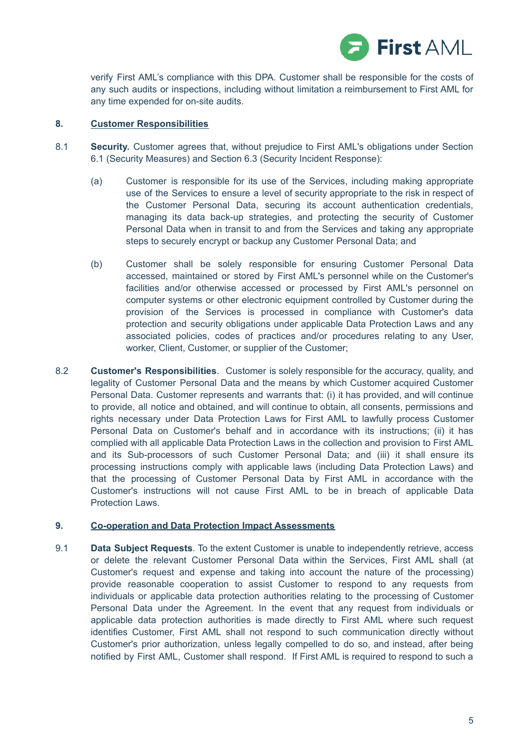verify First AML's compliance with this DPA. Customer shall be responsible for the costs of any such audits or inspections, including without limitation a reimbursement to First AML for any time expended for on-site audits.

**8. Customer Responsibilities**

8.1 **Security.** Customer agrees that, without prejudice to First AML's obligations under Section 6.1 (Security Measures) and Section 6.3 (Security Incident Response):

(a) Customer is responsible for its use of the Services, including making appropriate use of the Services to ensure a level of security appropriate to the risk in respect of the Customer Personal Data, securing its account authentication credentials, managing its data back-up strategies, and protecting the security of Customer Personal Data when in transit to and from the Services and taking any appropriate steps to securely encrypt or backup any Customer Personal Data; and

(b) Customer shall be solely responsible for ensuring Customer Personal Data accessed, maintained or stored by First AML's personnel while on the Customer's facilities and/or otherwise accessed or processed by First AML's personnel on computer systems or other electronic equipment controlled by Customer during the provision of the Services is processed in compliance with Customer's data protection and security obligations under applicable Data Protection Laws and any associated policies, codes of practices and/or procedures relating to any User, worker, Client, Customer, or supplier of the Customer;

8.2 **Customer's Responsibilities**. Customer is solely responsible for the accuracy, quality, and legality of Customer Personal Data and the means by which Customer acquired Customer Personal Data. Customer represents and warrants that: (i) it has provided, and will continue to provide, all notice and obtained, and will continue to obtain, all consents, permissions and rights necessary under Data Protection Laws for First AML to lawfully process Customer Personal Data on Customer's behalf and in accordance with its instructions; (ii) it has complied with all applicable Data Protection Laws in the collection and provision to First AML and its Sub-processors of such Customer Personal Data; and (iii) it shall ensure its processing instructions comply with applicable laws (including Data Protection Laws) and that the processing of Customer Personal Data by First AML in accordance with the Customer's instructions will not cause First AML to be in breach of applicable Data Protection Laws.

**9. Co-operation and Data Protection Impact Assessments**

9.1 **Data Subject Requests**. To the extent Customer is unable to independently retrieve, access or delete the relevant Customer Personal Data within the Services, First AML shall (at Customer's request and expense and taking into account the nature of the processing) provide reasonable cooperation to assist Customer to respond to any requests from individuals or applicable data protection authorities relating to the processing of Customer Personal Data under the Agreement. In the event that any request from individuals or applicable data protection authorities is made directly to First AML where such request identifies Customer, First AML shall not respond to such communication directly without Customer's prior authorization, unless legally compelled to do so, and instead, after being notified by First AML, Customer shall respond. If First AML is required to respond to such a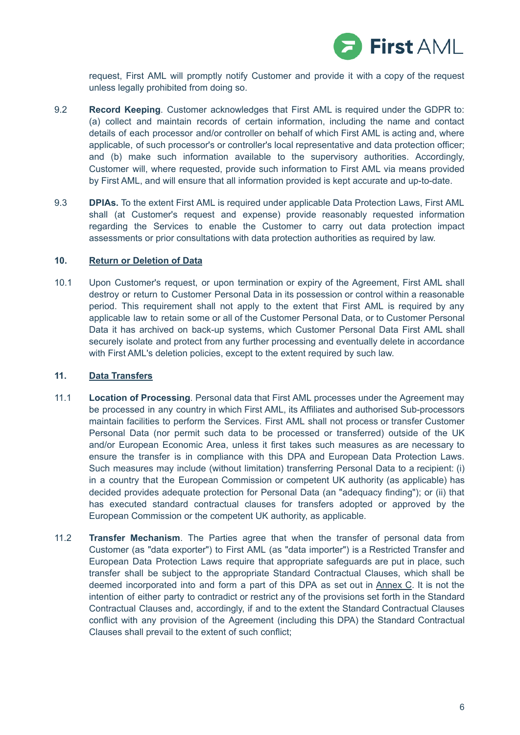request, First AML will promptly notify Customer and provide it with a copy of the request unless legally prohibited from doing so.

9.2 **Record Keeping**. Customer acknowledges that First AML is required under the GDPR to: (a) collect and maintain records of certain information, including the name and contact details of each processor and/or controller on behalf of which First AML is acting and, where applicable, of such processor's or controller's local representative and data protection officer; and (b) make such information available to the supervisory authorities. Accordingly, Customer will, where requested, provide such information to First AML via means provided by First AML, and will ensure that all information provided is kept accurate and up-to-date.

9.3 **DPIAs.** To the extent First AML is required under applicable Data Protection Laws, First AML shall (at Customer's request and expense) provide reasonably requested information regarding the Services to enable the Customer to carry out data protection impact assessments or prior consultations with data protection authorities as required by law.

## 10. Return or Deletion of Data

10.1 Upon Customer's request, or upon termination or expiry of the Agreement, First AML shall destroy or return to Customer Personal Data in its possession or control within a reasonable period. This requirement shall not apply to the extent that First AML is required by any applicable law to retain some or all of the Customer Personal Data, or to Customer Personal Data it has archived on back-up systems, which Customer Personal Data First AML shall securely isolate and protect from any further processing and eventually delete in accordance with First AML's deletion policies, except to the extent required by such law.

## 11. Data Transfers

11.1 **Location of Processing**. Personal data that First AML processes under the Agreement may be processed in any country in which First AML, its Affiliates and authorised Sub-processors maintain facilities to perform the Services. First AML shall not process or transfer Customer Personal Data (nor permit such data to be processed or transferred) outside of the UK and/or European Economic Area, unless it first takes such measures as are necessary to ensure the transfer is in compliance with this DPA and European Data Protection Laws. Such measures may include (without limitation) transferring Personal Data to a recipient: (i) in a country that the European Commission or competent UK authority (as applicable) has decided provides adequate protection for Personal Data (an "adequacy finding"); or (ii) that has executed standard contractual clauses for transfers adopted or approved by the European Commission or the competent UK authority, as applicable.

11.2 **Transfer Mechanism**. The Parties agree that when the transfer of personal data from Customer (as "data exporter") to First AML (as "data importer") is a Restricted Transfer and European Data Protection Laws require that appropriate safeguards are put in place, such transfer shall be subject to the appropriate Standard Contractual Clauses, which shall be deemed incorporated into and form a part of this DPA as set out in Annex C. It is not the intention of either party to contradict or restrict any of the provisions set forth in the Standard Contractual Clauses and, accordingly, if and to the extent the Standard Contractual Clauses conflict with any provision of the Agreement (including this DPA) the Standard Contractual Clauses shall prevail to the extent of such conflict;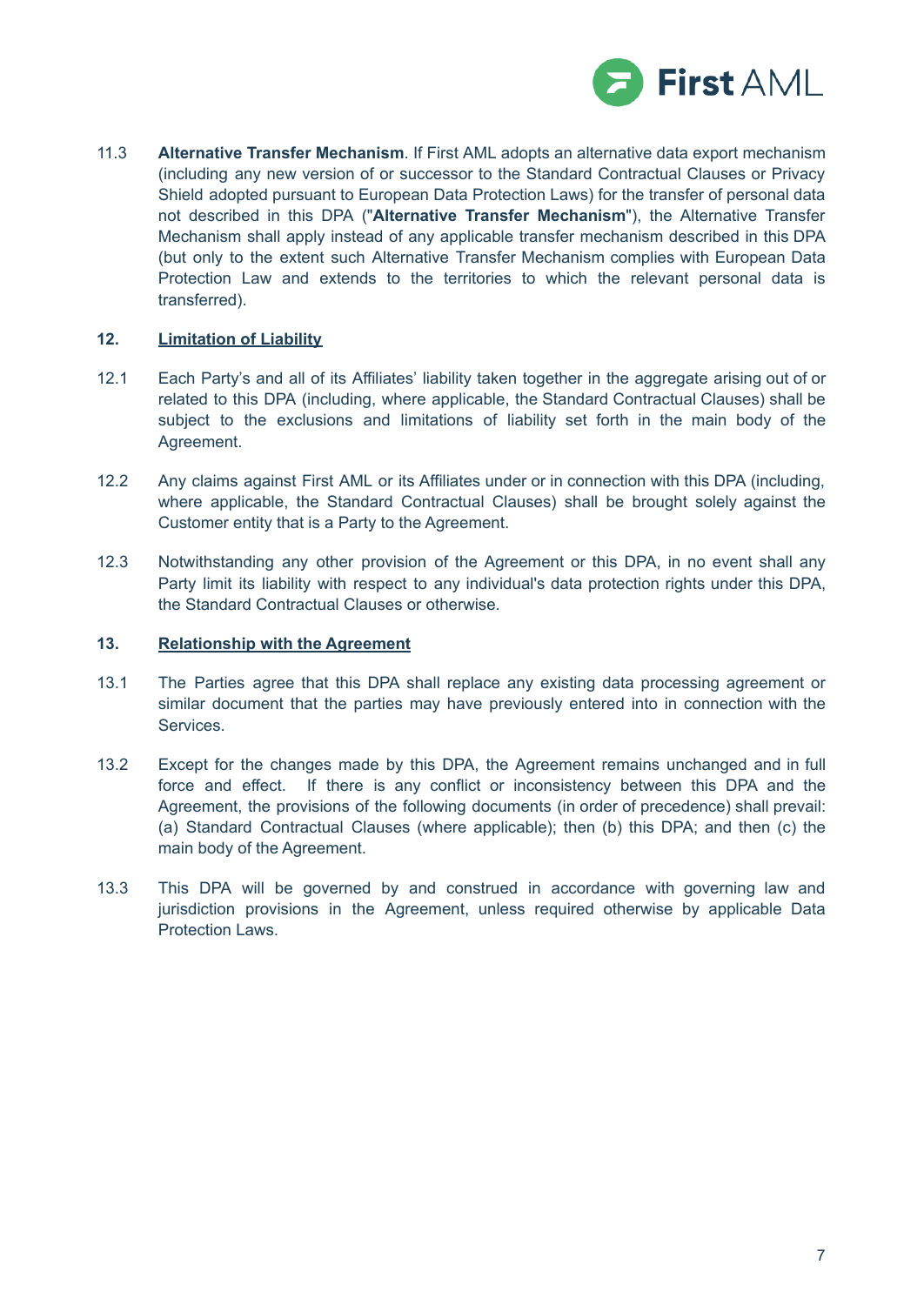11.3 **Alternative Transfer Mechanism**. If First AML adopts an alternative data export mechanism (including any new version of or successor to the Standard Contractual Clauses or Privacy Shield adopted pursuant to European Data Protection Laws) for the transfer of personal data not described in this DPA ("**Alternative Transfer Mechanism**"), the Alternative Transfer Mechanism shall apply instead of any applicable transfer mechanism described in this DPA (but only to the extent such Alternative Transfer Mechanism complies with European Data Protection Law and extends to the territories to which the relevant personal data is transferred).

## 12. Limitation of Liability

12.1 Each Party's and all of its Affiliates' liability taken together in the aggregate arising out of or related to this DPA (including, where applicable, the Standard Contractual Clauses) shall be subject to the exclusions and limitations of liability set forth in the main body of the Agreement.

12.2 Any claims against First AML or its Affiliates under or in connection with this DPA (including, where applicable, the Standard Contractual Clauses) shall be brought solely against the Customer entity that is a Party to the Agreement.

12.3 Notwithstanding any other provision of the Agreement or this DPA, in no event shall any Party limit its liability with respect to any individual's data protection rights under this DPA, the Standard Contractual Clauses or otherwise.

## 13. Relationship with the Agreement

13.1 The Parties agree that this DPA shall replace any existing data processing agreement or similar document that the parties may have previously entered into in connection with the Services.

13.2 Except for the changes made by this DPA, the Agreement remains unchanged and in full force and effect. If there is any conflict or inconsistency between this DPA and the Agreement, the provisions of the following documents (in order of precedence) shall prevail: (a) Standard Contractual Clauses (where applicable); then (b) this DPA; and then (c) the main body of the Agreement.

13.3 This DPA will be governed by and construed in accordance with governing law and jurisdiction provisions in the Agreement, unless required otherwise by applicable Data Protection Laws.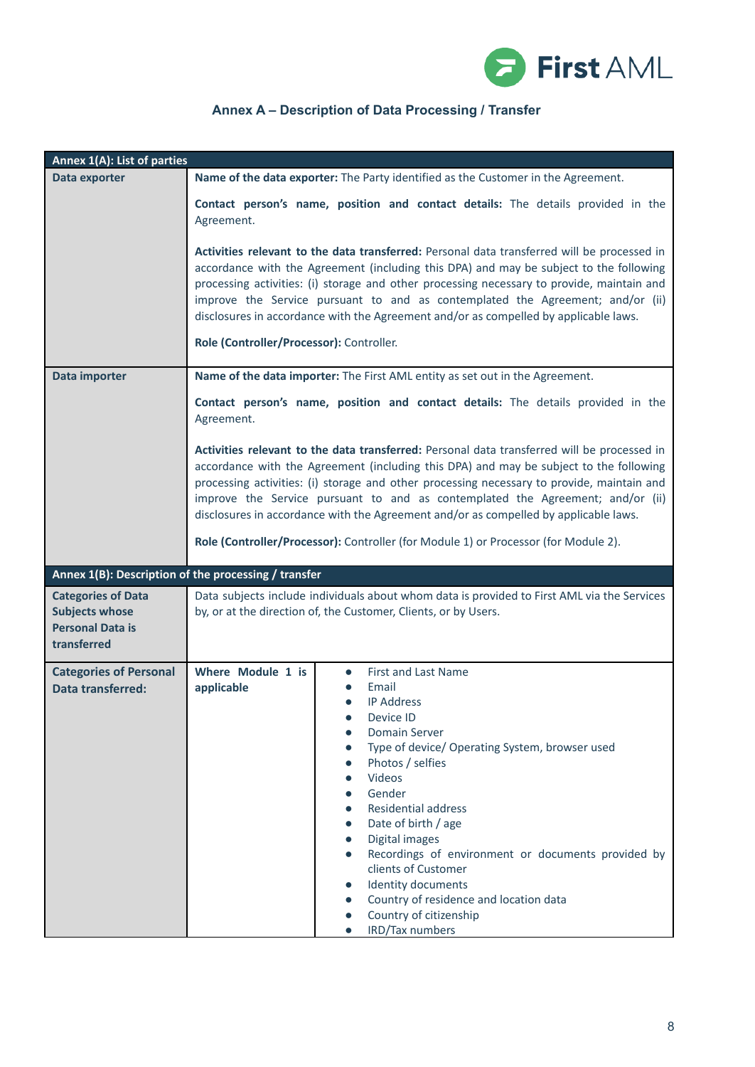## Annex A – Description of Data Processing / Transfer

| Annex 1(A): List of parties | | |
|---|---|---|
| **Data exporter** | **Name of the data exporter:** The Party identified as the Customer in the Agreement.<br><br>**Contact person's name, position and contact details:** The details provided in the Agreement.<br><br>**Activities relevant to the data transferred:** Personal data transferred will be processed in accordance with the Agreement (including this DPA) and may be subject to the following processing activities: (i) storage and other processing necessary to provide, maintain and improve the Service pursuant to and as contemplated the Agreement; and/or (ii) disclosures in accordance with the Agreement and/or as compelled by applicable laws.<br><br>**Role (Controller/Processor):** Controller. | |
| **Data importer** | **Name of the data importer:** The First AML entity as set out in the Agreement.<br><br>**Contact person's name, position and contact details:** The details provided in the Agreement.<br><br>**Activities relevant to the data transferred:** Personal data transferred will be processed in accordance with the Agreement (including this DPA) and may be subject to the following processing activities: (i) storage and other processing necessary to provide, maintain and improve the Service pursuant to and as contemplated the Agreement; and/or (ii) disclosures in accordance with the Agreement and/or as compelled by applicable laws.<br><br>**Role (Controller/Processor):** Controller (for Module 1) or Processor (for Module 2). | |
| **Annex 1(B): Description of the processing / transfer** | | |
| **Categories of Data Subjects whose Personal Data is transferred** | Data subjects include individuals about whom data is provided to First AML via the Services by, or at the direction of, the Customer, Clients, or by Users. | |
| **Categories of Personal Data transferred:** | **Where Module 1 is applicable** | • First and Last Name<br>• Email<br>• IP Address<br>• Device ID<br>• Domain Server<br>• Type of device/ Operating System, browser used<br>• Photos / selfies<br>• Videos<br>• Gender<br>• Residential address<br>• Date of birth / age<br>• Digital images<br>• Recordings of environment or documents provided by clients of Customer<br>• Identity documents<br>• Country of residence and location data<br>• Country of citizenship<br>• IRD/Tax numbers |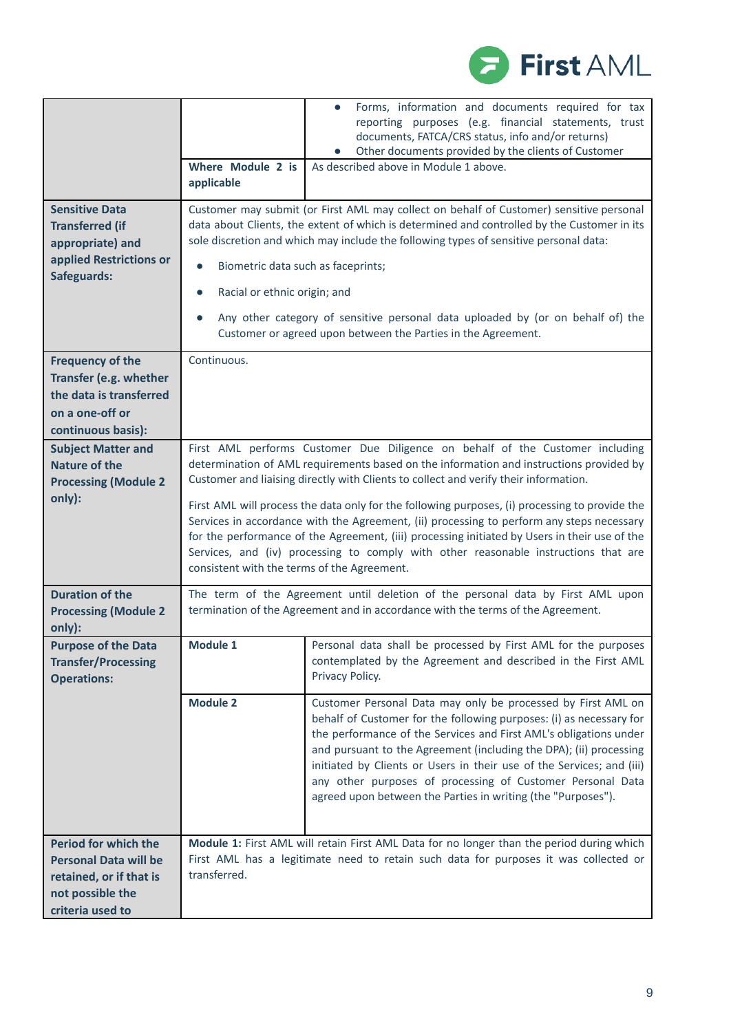| | | |
|---|---|---|
| | | • Forms, information and documents required for tax reporting purposes (e.g. financial statements, trust documents, FATCA/CRS status, info and/or returns)<br>• Other documents provided by the clients of Customer |
| | **Where Module 2 is applicable** | As described above in Module 1 above. |
| **Sensitive Data Transferred (if appropriate) and applied Restrictions or Safeguards:** | Customer may submit (or First AML may collect on behalf of Customer) sensitive personal data about Clients, the extent of which is determined and controlled by the Customer in its sole discretion and which may include the following types of sensitive personal data:<br>• Biometric data such as faceprints;<br>• Racial or ethnic origin; and<br>• Any other category of sensitive personal data uploaded by (or on behalf of) the Customer or agreed upon between the Parties in the Agreement. | |
| **Frequency of the Transfer (e.g. whether the data is transferred on a one-off or continuous basis):** | Continuous. | |
| **Subject Matter and Nature of the Processing (Module 2 only):** | First AML performs Customer Due Diligence on behalf of the Customer including determination of AML requirements based on the information and instructions provided by Customer and liaising directly with Clients to collect and verify their information.<br><br>First AML will process the data only for the following purposes, (i) processing to provide the Services in accordance with the Agreement, (ii) processing to perform any steps necessary for the performance of the Agreement, (iii) processing initiated by Users in their use of the Services, and (iv) processing to comply with other reasonable instructions that are consistent with the terms of the Agreement. | |
| **Duration of the Processing (Module 2 only):** | The term of the Agreement until deletion of the personal data by First AML upon termination of the Agreement and in accordance with the terms of the Agreement. | |
| **Purpose of the Data Transfer/Processing Operations:** | **Module 1** | Personal data shall be processed by First AML for the purposes contemplated by the Agreement and described in the First AML Privacy Policy. |
| | **Module 2** | Customer Personal Data may only be processed by First AML on behalf of Customer for the following purposes: (i) as necessary for the performance of the Services and First AML's obligations under and pursuant to the Agreement (including the DPA); (ii) processing initiated by Clients or Users in their use of the Services; and (iii) any other purposes of processing of Customer Personal Data agreed upon between the Parties in writing (the "Purposes"). |
| **Period for which the Personal Data will be retained, or if that is not possible the criteria used to** | **Module 1:** First AML will retain First AML Data for no longer than the period during which First AML has a legitimate need to retain such data for purposes it was collected or transferred. | |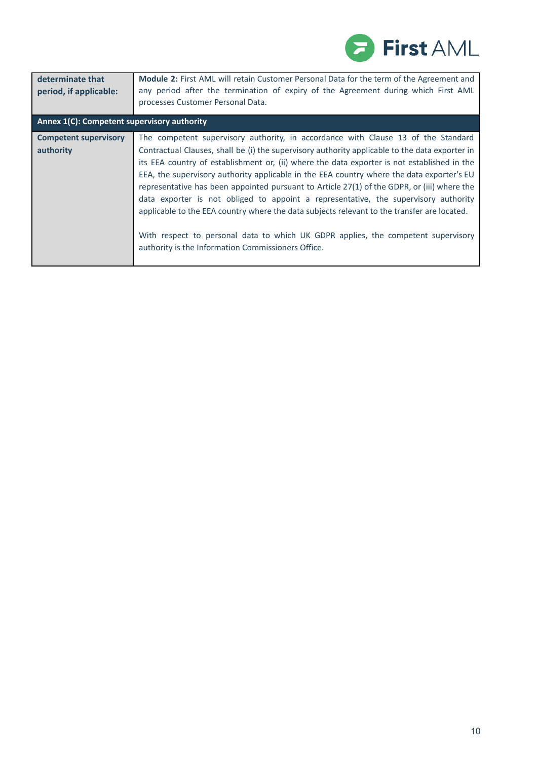| determinate that period, if applicable: | **Module 2:** First AML will retain Customer Personal Data for the term of the Agreement and any period after the termination of expiry of the Agreement during which First AML processes Customer Personal Data. |
|---|---|
| **Annex 1(C): Competent supervisory authority** | |
| **Competent supervisory authority** | The competent supervisory authority, in accordance with Clause 13 of the Standard Contractual Clauses, shall be (i) the supervisory authority applicable to the data exporter in its EEA country of establishment or, (ii) where the data exporter is not established in the EEA, the supervisory authority applicable in the EEA country where the data exporter's EU representative has been appointed pursuant to Article 27(1) of the GDPR, or (iii) where the data exporter is not obliged to appoint a representative, the supervisory authority applicable to the EEA country where the data subjects relevant to the transfer are located.<br><br>With respect to personal data to which UK GDPR applies, the competent supervisory authority is the Information Commissioners Office. |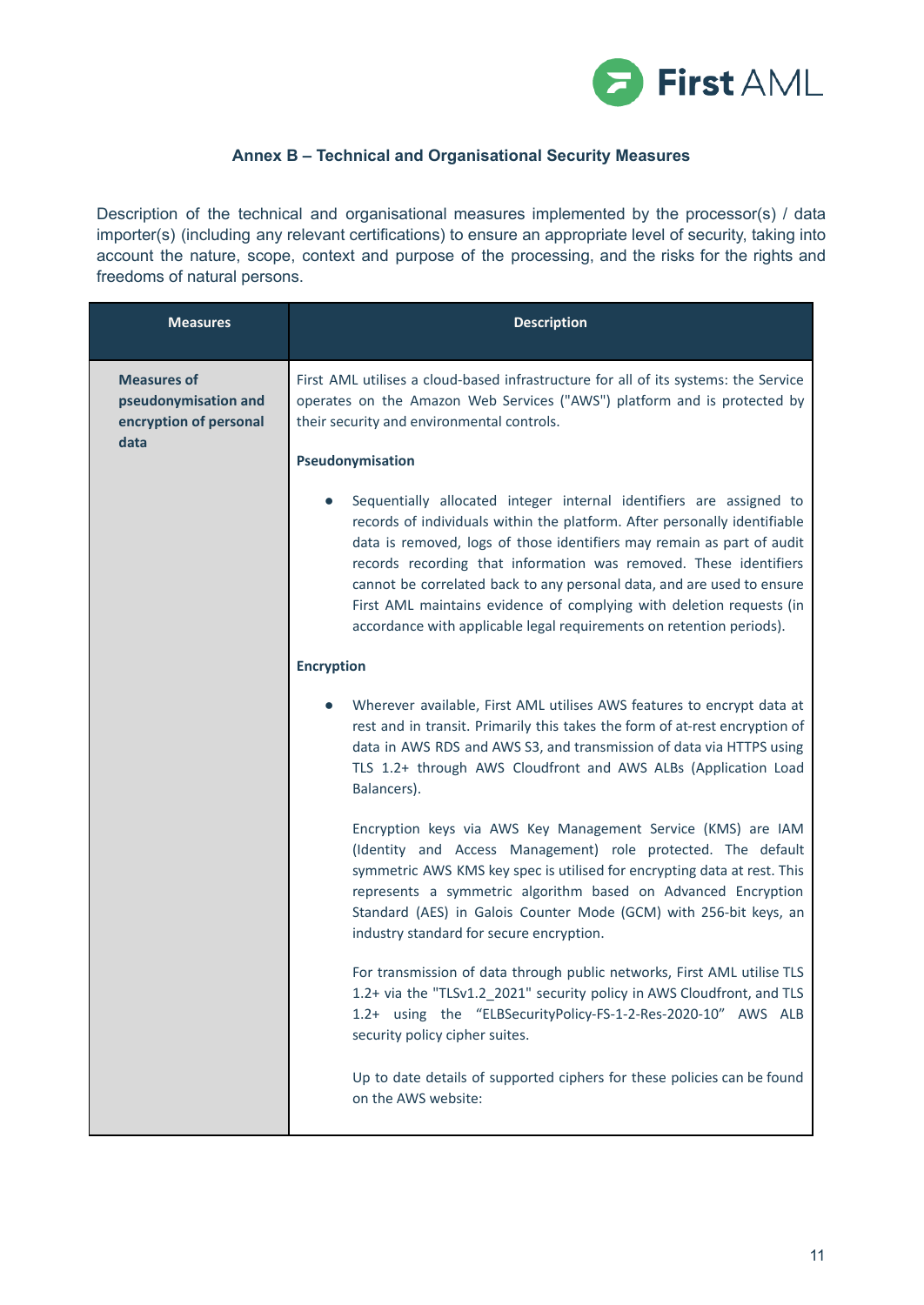### Annex B – Technical and Organisational Security Measures

Description of the technical and organisational measures implemented by the processor(s) / data importer(s) (including any relevant certifications) to ensure an appropriate level of security, taking into account the nature, scope, context and purpose of the processing, and the risks for the rights and freedoms of natural persons.

| Measures | Description |
|---|---|
| **Measures of pseudonymisation and encryption of personal data** | First AML utilises a cloud-based infrastructure for all of its systems: the Service operates on the Amazon Web Services ("AWS") platform and is protected by their security and environmental controls.<br><br>**Pseudonymisation**<br><br>● Sequentially allocated integer internal identifiers are assigned to records of individuals within the platform. After personally identifiable data is removed, logs of those identifiers may remain as part of audit records recording that information was removed. These identifiers cannot be correlated back to any personal data, and are used to ensure First AML maintains evidence of complying with deletion requests (in accordance with applicable legal requirements on retention periods).<br><br>**Encryption**<br><br>● Wherever available, First AML utilises AWS features to encrypt data at rest and in transit. Primarily this takes the form of at-rest encryption of data in AWS RDS and AWS S3, and transmission of data via HTTPS using TLS 1.2+ through AWS Cloudfront and AWS ALBs (Application Load Balancers).<br><br>Encryption keys via AWS Key Management Service (KMS) are IAM (Identity and Access Management) role protected. The default symmetric AWS KMS key spec is utilised for encrypting data at rest. This represents a symmetric algorithm based on Advanced Encryption Standard (AES) in Galois Counter Mode (GCM) with 256-bit keys, an industry standard for secure encryption.<br><br>For transmission of data through public networks, First AML utilise TLS 1.2+ via the "TLSv1.2_2021" security policy in AWS Cloudfront, and TLS 1.2+ using the "ELBSecurityPolicy-FS-1-2-Res-2020-10" AWS ALB security policy cipher suites.<br><br>Up to date details of supported ciphers for these policies can be found on the AWS website: |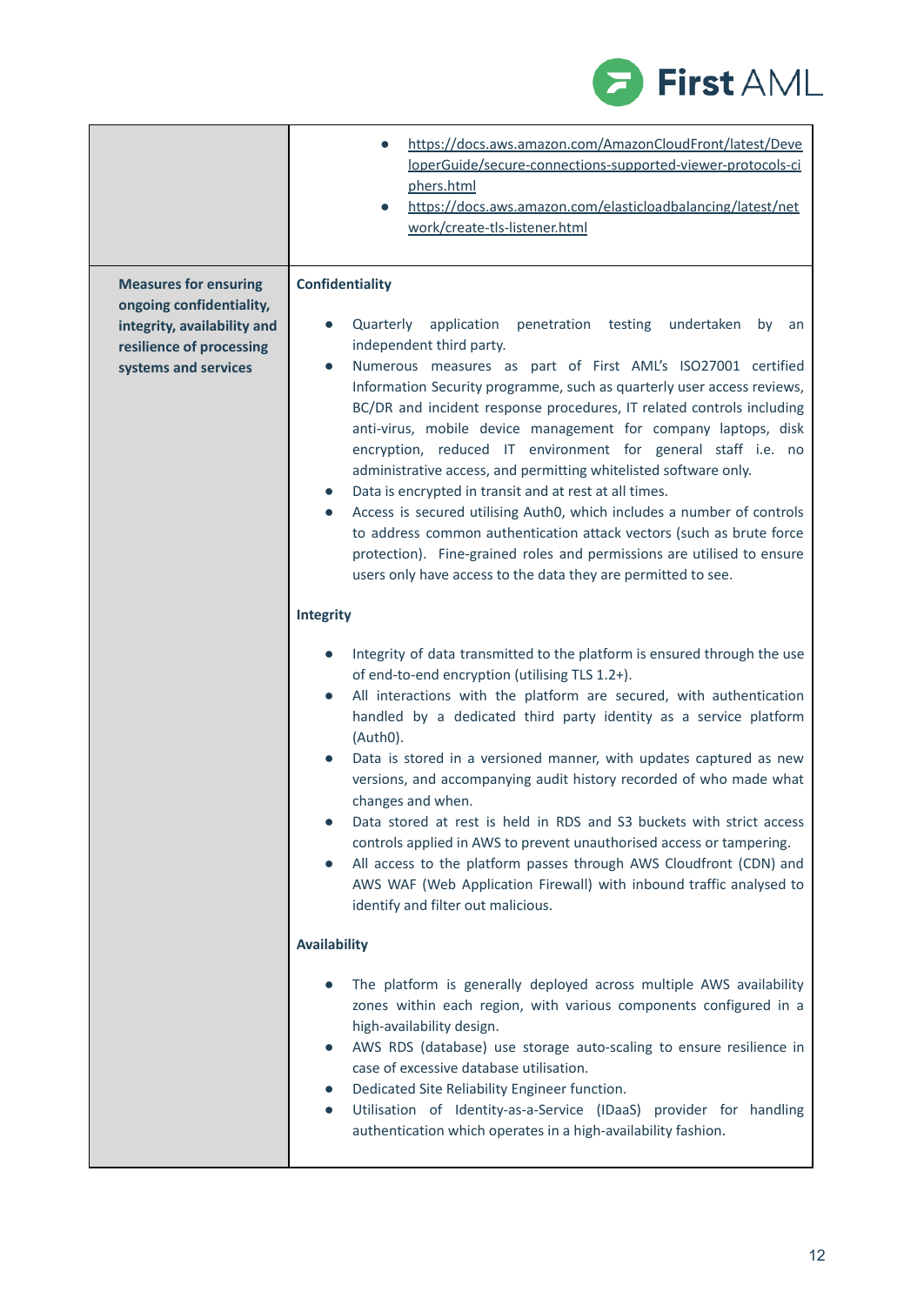| | |
|---|---|
| | • https://docs.aws.amazon.com/AmazonCloudFront/latest/DeveloperGuide/secure-connections-supported-viewer-protocols-ciphers.html<br>• https://docs.aws.amazon.com/elasticloadbalancing/latest/network/create-tls-listener.html |
| **Measures for ensuring ongoing confidentiality, integrity, availability and resilience of processing systems and services** | **Confidentiality**<br><br>• Quarterly application penetration testing undertaken by an independent third party.<br>• Numerous measures as part of First AML's ISO27001 certified Information Security programme, such as quarterly user access reviews, BC/DR and incident response procedures, IT related controls including anti-virus, mobile device management for company laptops, disk encryption, reduced IT environment for general staff i.e. no administrative access, and permitting whitelisted software only.<br>• Data is encrypted in transit and at rest at all times.<br>• Access is secured utilising Auth0, which includes a number of controls to address common authentication attack vectors (such as brute force protection). Fine-grained roles and permissions are utilised to ensure users only have access to the data they are permitted to see.<br><br>**Integrity**<br><br>• Integrity of data transmitted to the platform is ensured through the use of end-to-end encryption (utilising TLS 1.2+).<br>• All interactions with the platform are secured, with authentication handled by a dedicated third party identity as a service platform (Auth0).<br>• Data is stored in a versioned manner, with updates captured as new versions, and accompanying audit history recorded of who made what changes and when.<br>• Data stored at rest is held in RDS and S3 buckets with strict access controls applied in AWS to prevent unauthorised access or tampering.<br>• All access to the platform passes through AWS Cloudfront (CDN) and AWS WAF (Web Application Firewall) with inbound traffic analysed to identify and filter out malicious.<br><br>**Availability**<br><br>• The platform is generally deployed across multiple AWS availability zones within each region, with various components configured in a high-availability design.<br>• AWS RDS (database) use storage auto-scaling to ensure resilience in case of excessive database utilisation.<br>• Dedicated Site Reliability Engineer function.<br>• Utilisation of Identity-as-a-Service (IDaaS) provider for handling authentication which operates in a high-availability fashion. |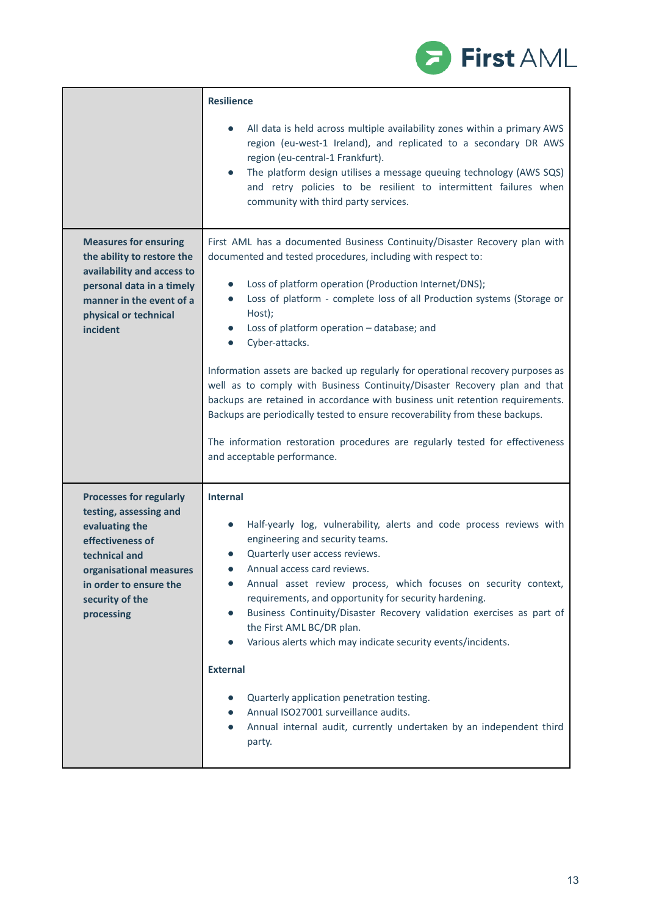| | |
|---|---|
| | **Resilience**<br><br>• All data is held across multiple availability zones within a primary AWS region (eu-west-1 Ireland), and replicated to a secondary DR AWS region (eu-central-1 Frankfurt).<br>• The platform design utilises a message queuing technology (AWS SQS) and retry policies to be resilient to intermittent failures when community with third party services. |
| **Measures for ensuring the ability to restore the availability and access to personal data in a timely manner in the event of a physical or technical incident** | First AML has a documented Business Continuity/Disaster Recovery plan with documented and tested procedures, including with respect to:<br><br>• Loss of platform operation (Production Internet/DNS);<br>• Loss of platform - complete loss of all Production systems (Storage or Host);<br>• Loss of platform operation – database; and<br>• Cyber-attacks.<br><br>Information assets are backed up regularly for operational recovery purposes as well as to comply with Business Continuity/Disaster Recovery plan and that backups are retained in accordance with business unit retention requirements. Backups are periodically tested to ensure recoverability from these backups.<br><br>The information restoration procedures are regularly tested for effectiveness and acceptable performance. |
| **Processes for regularly testing, assessing and evaluating the effectiveness of technical and organisational measures in order to ensure the security of the processing** | **Internal**<br><br>• Half-yearly log, vulnerability, alerts and code process reviews with engineering and security teams.<br>• Quarterly user access reviews.<br>• Annual access card reviews.<br>• Annual asset review process, which focuses on security context, requirements, and opportunity for security hardening.<br>• Business Continuity/Disaster Recovery validation exercises as part of the First AML BC/DR plan.<br>• Various alerts which may indicate security events/incidents.<br><br>**External**<br><br>• Quarterly application penetration testing.<br>• Annual ISO27001 surveillance audits.<br>• Annual internal audit, currently undertaken by an independent third party. |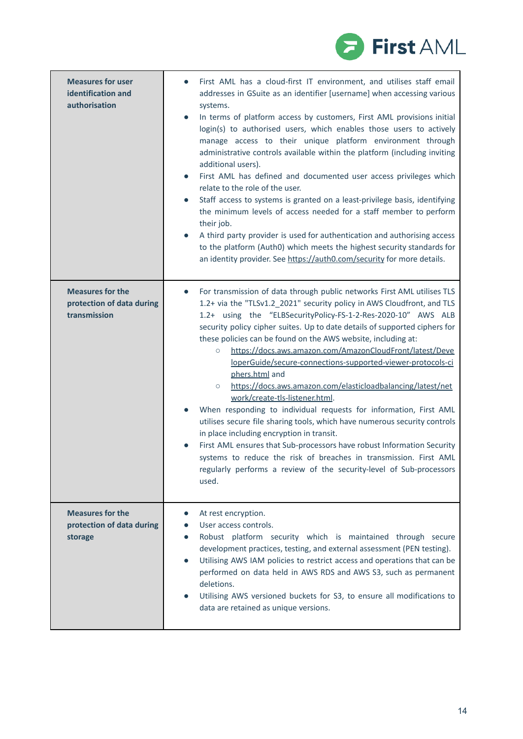| | |
|---|---|
| **Measures for user identification and authorisation** | • First AML has a cloud-first IT environment, and utilises staff email addresses in GSuite as an identifier [username] when accessing various systems.<br>• In terms of platform access by customers, First AML provisions initial login(s) to authorised users, which enables those users to actively manage access to their unique platform environment through administrative controls available within the platform (including inviting additional users).<br>• First AML has defined and documented user access privileges which relate to the role of the user.<br>• Staff access to systems is granted on a least-privilege basis, identifying the minimum levels of access needed for a staff member to perform their job.<br>• A third party provider is used for authentication and authorising access to the platform (Auth0) which meets the highest security standards for an identity provider. See https://auth0.com/security for more details. |
| **Measures for the protection of data during transmission** | • For transmission of data through public networks First AML utilises TLS 1.2+ via the "TLSv1.2_2021" security policy in AWS Cloudfront, and TLS 1.2+ using the "ELBSecurityPolicy-FS-1-2-Res-2020-10" AWS ALB security policy cipher suites. Up to date details of supported ciphers for these policies can be found on the AWS website, including at:<br>&nbsp;&nbsp;&nbsp;&nbsp;○ https://docs.aws.amazon.com/AmazonCloudFront/latest/DeveloperGuide/secure-connections-supported-viewer-protocols-ciphers.html and<br>&nbsp;&nbsp;&nbsp;&nbsp;○ https://docs.aws.amazon.com/elasticloadbalancing/latest/network/create-tls-listener.html.<br>• When responding to individual requests for information, First AML utilises secure file sharing tools, which have numerous security controls in place including encryption in transit.<br>• First AML ensures that Sub-processors have robust Information Security systems to reduce the risk of breaches in transmission. First AML regularly performs a review of the security-level of Sub-processors used. |
| **Measures for the protection of data during storage** | • At rest encryption.<br>• User access controls.<br>• Robust platform security which is maintained through secure development practices, testing, and external assessment (PEN testing).<br>• Utilising AWS IAM policies to restrict access and operations that can be performed on data held in AWS RDS and AWS S3, such as permanent deletions.<br>• Utilising AWS versioned buckets for S3, to ensure all modifications to data are retained as unique versions. |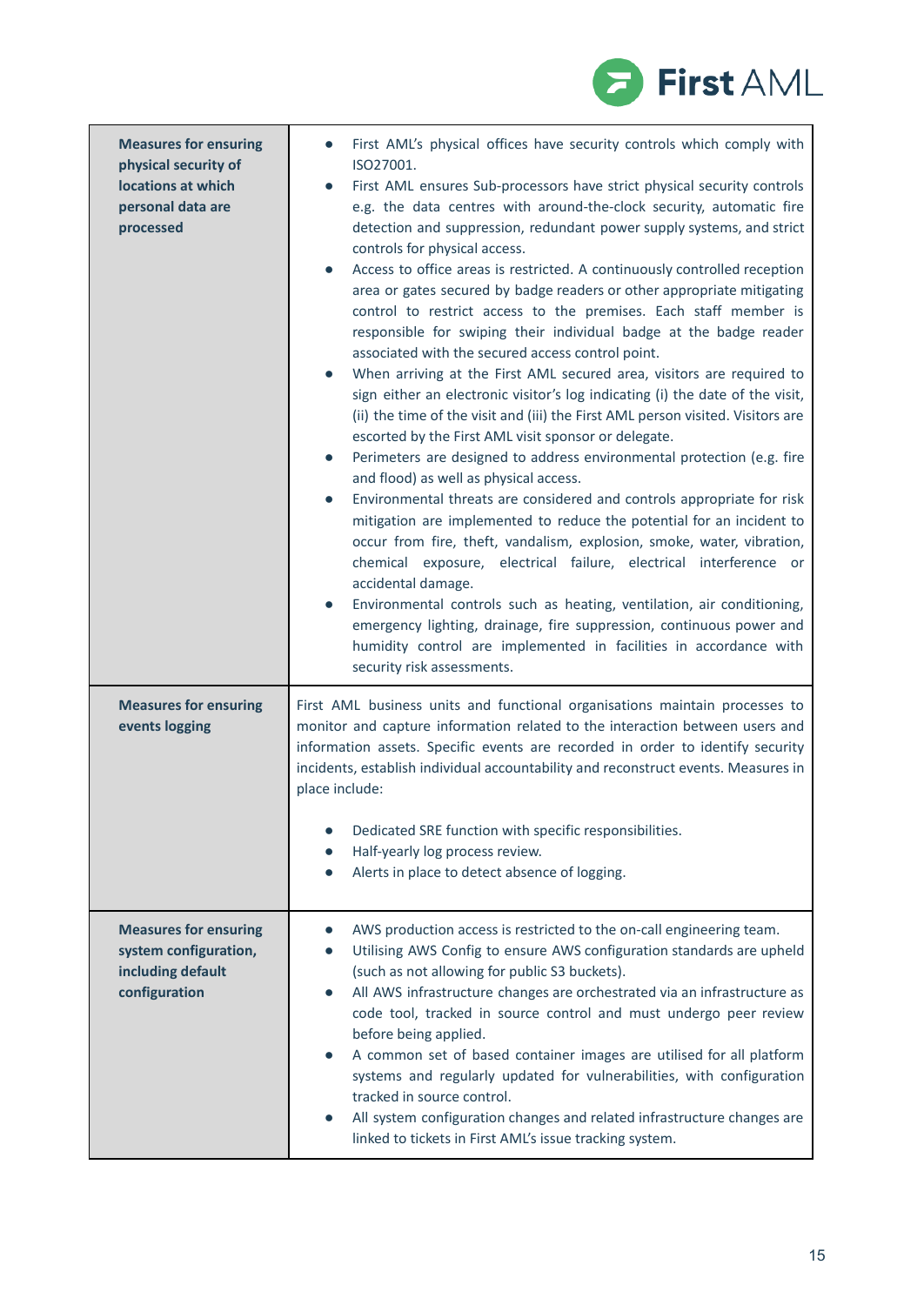| **Measures for ensuring physical security of locations at which personal data are processed** | • First AML's physical offices have security controls which comply with ISO27001.<br>• First AML ensures Sub-processors have strict physical security controls e.g. the data centres with around-the-clock security, automatic fire detection and suppression, redundant power supply systems, and strict controls for physical access.<br>• Access to office areas is restricted. A continuously controlled reception area or gates secured by badge readers or other appropriate mitigating control to restrict access to the premises. Each staff member is responsible for swiping their individual badge at the badge reader associated with the secured access control point.<br>• When arriving at the First AML secured area, visitors are required to sign either an electronic visitor's log indicating (i) the date of the visit, (ii) the time of the visit and (iii) the First AML person visited. Visitors are escorted by the First AML visit sponsor or delegate.<br>• Perimeters are designed to address environmental protection (e.g. fire and flood) as well as physical access.<br>• Environmental threats are considered and controls appropriate for risk mitigation are implemented to reduce the potential for an incident to occur from fire, theft, vandalism, explosion, smoke, water, vibration, chemical exposure, electrical failure, electrical interference or accidental damage.<br>• Environmental controls such as heating, ventilation, air conditioning, emergency lighting, drainage, fire suppression, continuous power and humidity control are implemented in facilities in accordance with security risk assessments. |
|---|---|
| **Measures for ensuring events logging** | First AML business units and functional organisations maintain processes to monitor and capture information related to the interaction between users and information assets. Specific events are recorded in order to identify security incidents, establish individual accountability and reconstruct events. Measures in place include:<br><br>• Dedicated SRE function with specific responsibilities.<br>• Half-yearly log process review.<br>• Alerts in place to detect absence of logging. |
| **Measures for ensuring system configuration, including default configuration** | • AWS production access is restricted to the on-call engineering team.<br>• Utilising AWS Config to ensure AWS configuration standards are upheld (such as not allowing for public S3 buckets).<br>• All AWS infrastructure changes are orchestrated via an infrastructure as code tool, tracked in source control and must undergo peer review before being applied.<br>• A common set of based container images are utilised for all platform systems and regularly updated for vulnerabilities, with configuration tracked in source control.<br>• All system configuration changes and related infrastructure changes are linked to tickets in First AML's issue tracking system. |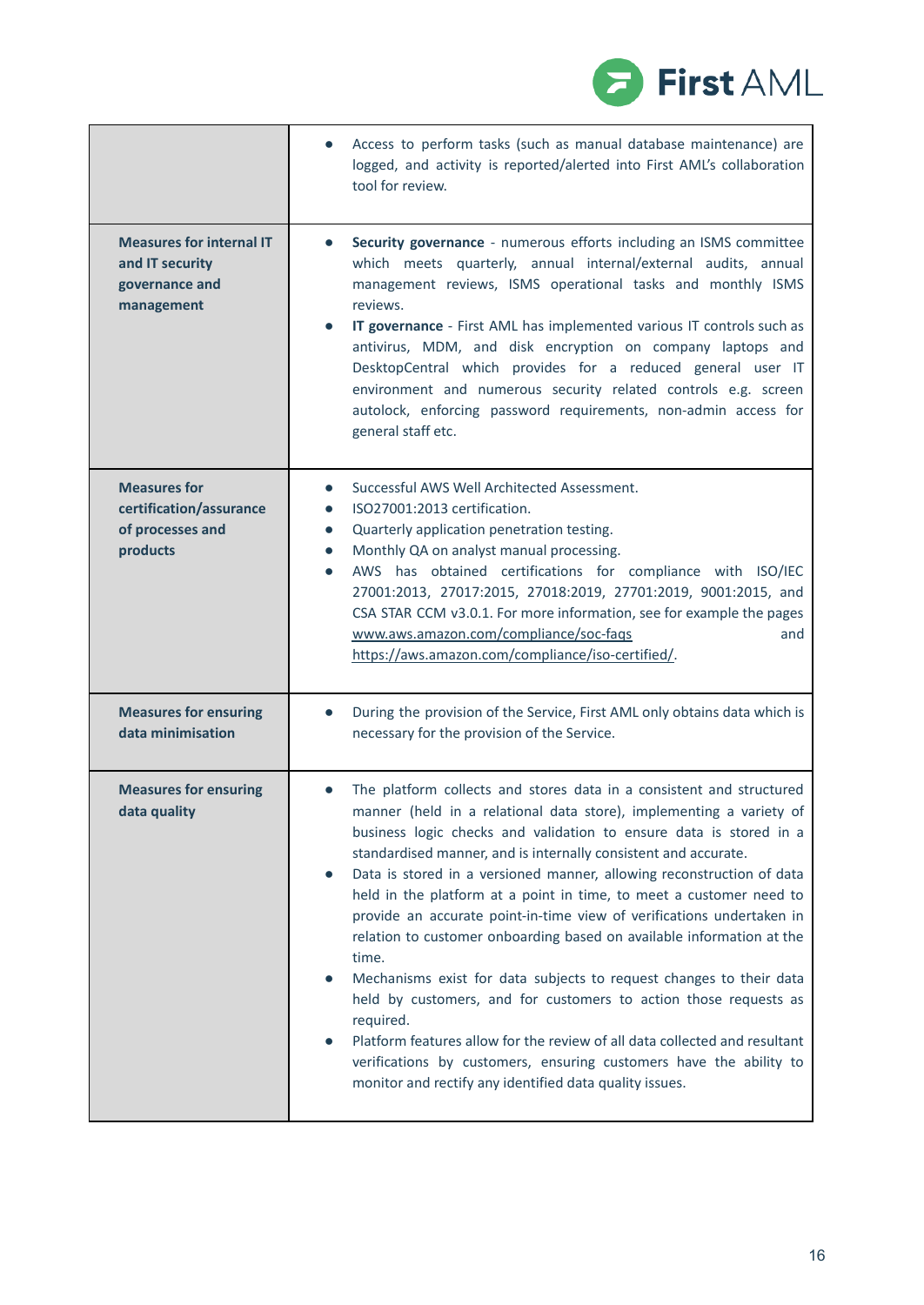| | |
|---|---|
| | • Access to perform tasks (such as manual database maintenance) are logged, and activity is reported/alerted into First AML's collaboration tool for review. |
| **Measures for internal IT and IT security governance and management** | • **Security governance** - numerous efforts including an ISMS committee which meets quarterly, annual internal/external audits, annual management reviews, ISMS operational tasks and monthly ISMS reviews.<br>• **IT governance** - First AML has implemented various IT controls such as antivirus, MDM, and disk encryption on company laptops and DesktopCentral which provides for a reduced general user IT environment and numerous security related controls e.g. screen autolock, enforcing password requirements, non-admin access for general staff etc. |
| **Measures for certification/assurance of processes and products** | • Successful AWS Well Architected Assessment.<br>• ISO27001:2013 certification.<br>• Quarterly application penetration testing.<br>• Monthly QA on analyst manual processing.<br>• AWS has obtained certifications for compliance with ISO/IEC 27001:2013, 27017:2015, 27018:2019, 27701:2019, 9001:2015, and CSA STAR CCM v3.0.1. For more information, see for example the pages www.aws.amazon.com/compliance/soc-faqs and https://aws.amazon.com/compliance/iso-certified/. |
| **Measures for ensuring data minimisation** | • During the provision of the Service, First AML only obtains data which is necessary for the provision of the Service. |
| **Measures for ensuring data quality** | • The platform collects and stores data in a consistent and structured manner (held in a relational data store), implementing a variety of business logic checks and validation to ensure data is stored in a standardised manner, and is internally consistent and accurate.<br>• Data is stored in a versioned manner, allowing reconstruction of data held in the platform at a point in time, to meet a customer need to provide an accurate point-in-time view of verifications undertaken in relation to customer onboarding based on available information at the time.<br>• Mechanisms exist for data subjects to request changes to their data held by customers, and for customers to action those requests as required.<br>• Platform features allow for the review of all data collected and resultant verifications by customers, ensuring customers have the ability to monitor and rectify any identified data quality issues. |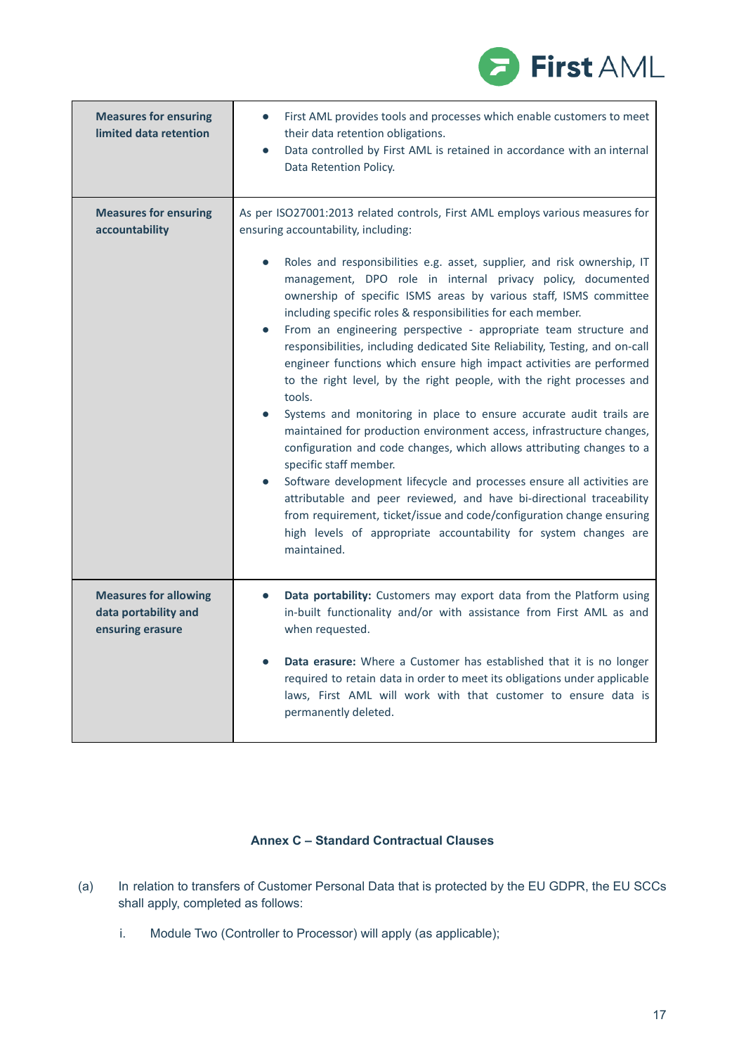| | |
|---|---|
| **Measures for ensuring limited data retention** | • First AML provides tools and processes which enable customers to meet their data retention obligations.<br>• Data controlled by First AML is retained in accordance with an internal Data Retention Policy. |
| **Measures for ensuring accountability** | As per ISO27001:2013 related controls, First AML employs various measures for ensuring accountability, including:<br><br>• Roles and responsibilities e.g. asset, supplier, and risk ownership, IT management, DPO role in internal privacy policy, documented ownership of specific ISMS areas by various staff, ISMS committee including specific roles & responsibilities for each member.<br>• From an engineering perspective - appropriate team structure and responsibilities, including dedicated Site Reliability, Testing, and on-call engineer functions which ensure high impact activities are performed to the right level, by the right people, with the right processes and tools.<br>• Systems and monitoring in place to ensure accurate audit trails are maintained for production environment access, infrastructure changes, configuration and code changes, which allows attributing changes to a specific staff member.<br>• Software development lifecycle and processes ensure all activities are attributable and peer reviewed, and have bi-directional traceability from requirement, ticket/issue and code/configuration change ensuring high levels of appropriate accountability for system changes are maintained. |
| **Measures for allowing data portability and ensuring erasure** | • **Data portability:** Customers may export data from the Platform using in-built functionality and/or with assistance from First AML as and when requested.<br><br>• **Data erasure:** Where a Customer has established that it is no longer required to retain data in order to meet its obligations under applicable laws, First AML will work with that customer to ensure data is permanently deleted. |

## Annex C – Standard Contractual Clauses

(a) In relation to transfers of Customer Personal Data that is protected by the EU GDPR, the EU SCCs shall apply, completed as follows:

i. Module Two (Controller to Processor) will apply (as applicable);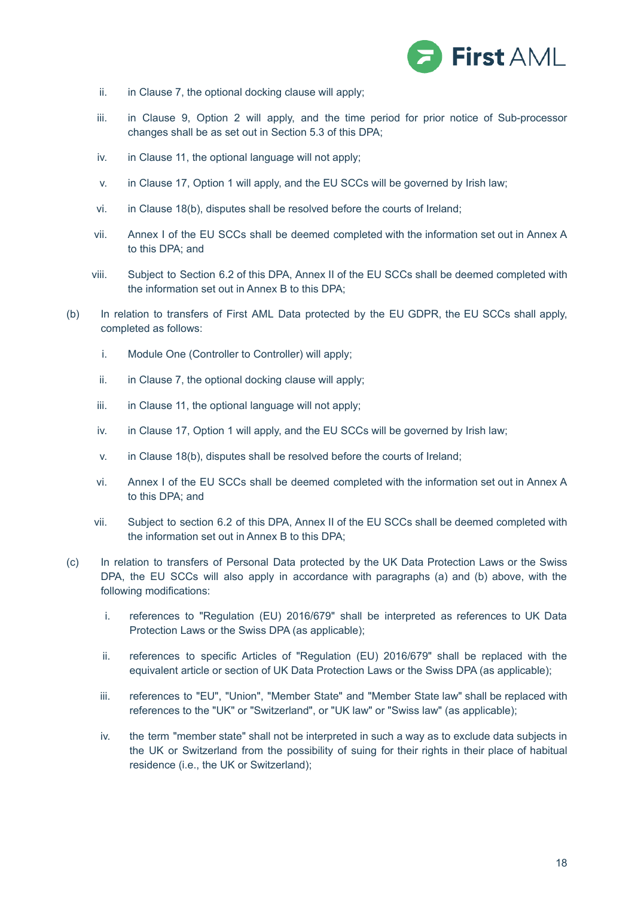ii. in Clause 7, the optional docking clause will apply;

iii. in Clause 9, Option 2 will apply, and the time period for prior notice of Sub-processor changes shall be as set out in Section 5.3 of this DPA;

iv. in Clause 11, the optional language will not apply;

v. in Clause 17, Option 1 will apply, and the EU SCCs will be governed by Irish law;

vi. in Clause 18(b), disputes shall be resolved before the courts of Ireland;

vii. Annex I of the EU SCCs shall be deemed completed with the information set out in Annex A to this DPA; and

viii. Subject to Section 6.2 of this DPA, Annex II of the EU SCCs shall be deemed completed with the information set out in Annex B to this DPA;

(b) In relation to transfers of First AML Data protected by the EU GDPR, the EU SCCs shall apply, completed as follows:

i. Module One (Controller to Controller) will apply;

ii. in Clause 7, the optional docking clause will apply;

iii. in Clause 11, the optional language will not apply;

iv. in Clause 17, Option 1 will apply, and the EU SCCs will be governed by Irish law;

v. in Clause 18(b), disputes shall be resolved before the courts of Ireland;

vi. Annex I of the EU SCCs shall be deemed completed with the information set out in Annex A to this DPA; and

vii. Subject to section 6.2 of this DPA, Annex II of the EU SCCs shall be deemed completed with the information set out in Annex B to this DPA;

(c) In relation to transfers of Personal Data protected by the UK Data Protection Laws or the Swiss DPA, the EU SCCs will also apply in accordance with paragraphs (a) and (b) above, with the following modifications:

i. references to "Regulation (EU) 2016/679" shall be interpreted as references to UK Data Protection Laws or the Swiss DPA (as applicable);

ii. references to specific Articles of "Regulation (EU) 2016/679" shall be replaced with the equivalent article or section of UK Data Protection Laws or the Swiss DPA (as applicable);

iii. references to "EU", "Union", "Member State" and "Member State law" shall be replaced with references to the "UK" or "Switzerland", or "UK law" or "Swiss law" (as applicable);

iv. the term "member state" shall not be interpreted in such a way as to exclude data subjects in the UK or Switzerland from the possibility of suing for their rights in their place of habitual residence (i.e., the UK or Switzerland);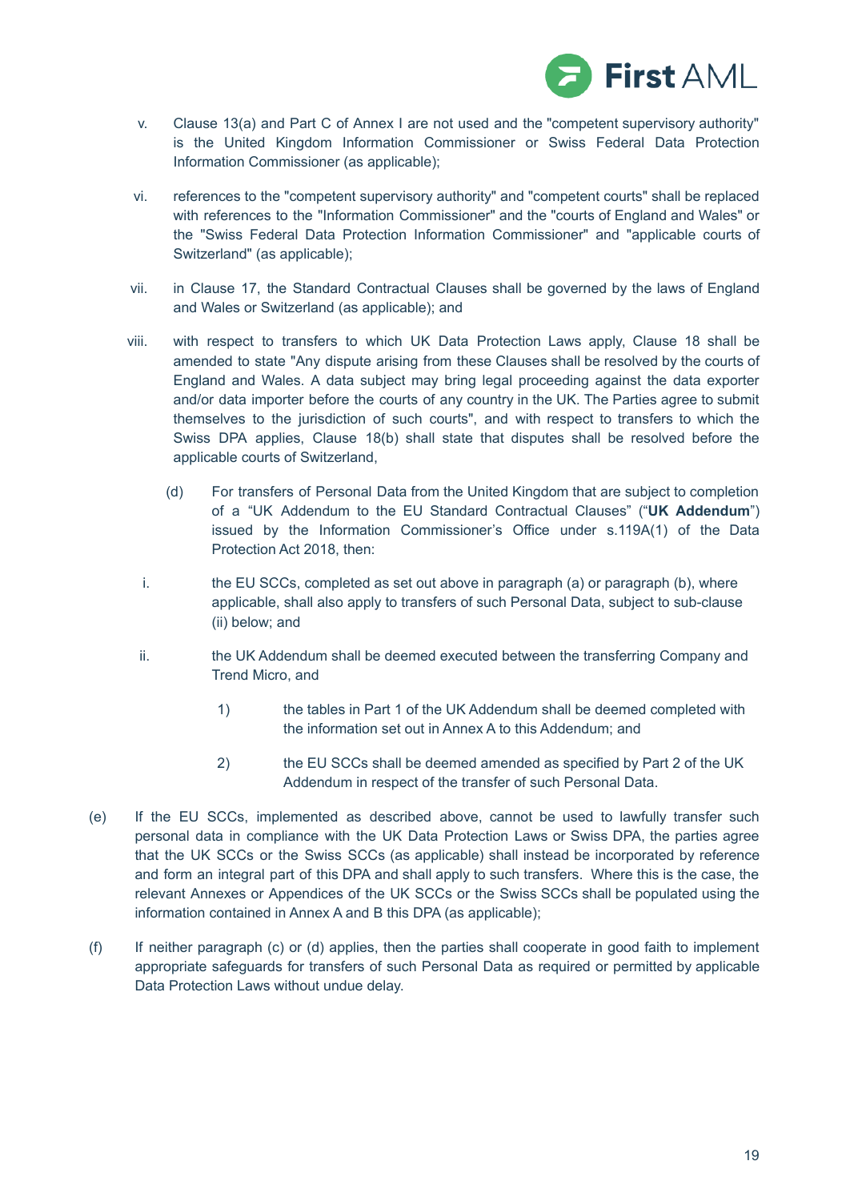v. Clause 13(a) and Part C of Annex I are not used and the "competent supervisory authority" is the United Kingdom Information Commissioner or Swiss Federal Data Protection Information Commissioner (as applicable);

vi. references to the "competent supervisory authority" and "competent courts" shall be replaced with references to the "Information Commissioner" and the "courts of England and Wales" or the "Swiss Federal Data Protection Information Commissioner" and "applicable courts of Switzerland" (as applicable);

vii. in Clause 17, the Standard Contractual Clauses shall be governed by the laws of England and Wales or Switzerland (as applicable); and

viii. with respect to transfers to which UK Data Protection Laws apply, Clause 18 shall be amended to state "Any dispute arising from these Clauses shall be resolved by the courts of England and Wales. A data subject may bring legal proceeding against the data exporter and/or data importer before the courts of any country in the UK. The Parties agree to submit themselves to the jurisdiction of such courts", and with respect to transfers to which the Swiss DPA applies, Clause 18(b) shall state that disputes shall be resolved before the applicable courts of Switzerland,

(d) For transfers of Personal Data from the United Kingdom that are subject to completion of a “UK Addendum to the EU Standard Contractual Clauses” (“**UK Addendum**”) issued by the Information Commissioner’s Office under s.119A(1) of the Data Protection Act 2018, then:

i. the EU SCCs, completed as set out above in paragraph (a) or paragraph (b), where applicable, shall also apply to transfers of such Personal Data, subject to sub-clause (ii) below; and

ii. the UK Addendum shall be deemed executed between the transferring Company and Trend Micro, and

1) the tables in Part 1 of the UK Addendum shall be deemed completed with the information set out in Annex A to this Addendum; and

2) the EU SCCs shall be deemed amended as specified by Part 2 of the UK Addendum in respect of the transfer of such Personal Data.

(e) If the EU SCCs, implemented as described above, cannot be used to lawfully transfer such personal data in compliance with the UK Data Protection Laws or Swiss DPA, the parties agree that the UK SCCs or the Swiss SCCs (as applicable) shall instead be incorporated by reference and form an integral part of this DPA and shall apply to such transfers. Where this is the case, the relevant Annexes or Appendices of the UK SCCs or the Swiss SCCs shall be populated using the information contained in Annex A and B this DPA (as applicable);

(f) If neither paragraph (c) or (d) applies, then the parties shall cooperate in good faith to implement appropriate safeguards for transfers of such Personal Data as required or permitted by applicable Data Protection Laws without undue delay.